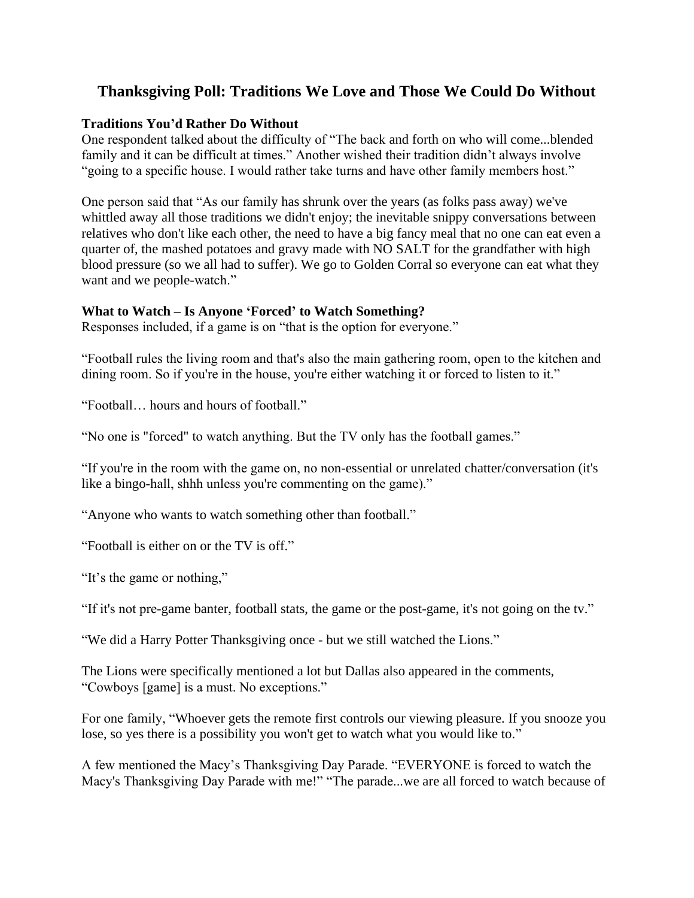# Thanksgiving Poll: Traditions We Love and Those We Could Do Without

**Traditions You'd Rather Do Without**

One respondent talked about the difficulty of "The back and forth on who will come...blended family and it can be difficult at times." Another wished their tradition didn't always involve "going to a specific house. I would rather take turns and have other family members host."

One person said that "As our family has shrunk over the years (as folks pass away) we've whittled away all those traditions we didn't enjoy; the inevitable snippy conversations between relatives who don't like each other, the need to have a big fancy meal that no one can eat even a quarter of, the mashed potatoes and gravy made with NO SALT for the grandfather with high blood pressure (so we all had to suffer). We go to Golden Corral so everyone can eat what they want and we people-watch."

**What to Watch – Is Anyone 'Forced' to Watch Something?**

Responses included, if a game is on "that is the option for everyone."

"Football rules the living room and that's also the main gathering room, open to the kitchen and dining room. So if you're in the house, you're either watching it or forced to listen to it."

"Football… hours and hours of football."

"No one is "forced" to watch anything. But the TV only has the football games."

"If you're in the room with the game on, no non-essential or unrelated chatter/conversation (it's like a bingo-hall, shhh unless you're commenting on the game)."

"Anyone who wants to watch something other than football."

"Football is either on or the TV is off."

"It's the game or nothing,"

"If it's not pre-game banter, football stats, the game or the post-game, it's not going on the tv."

"We did a Harry Potter Thanksgiving once - but we still watched the Lions."

The Lions were specifically mentioned a lot but Dallas also appeared in the comments, "Cowboys [game] is a must. No exceptions."

For one family, "Whoever gets the remote first controls our viewing pleasure. If you snooze you lose, so yes there is a possibility you won't get to watch what you would like to."

A few mentioned the Macy's Thanksgiving Day Parade. "EVERYONE is forced to watch the Macy's Thanksgiving Day Parade with me!" "The parade...we are all forced to watch because of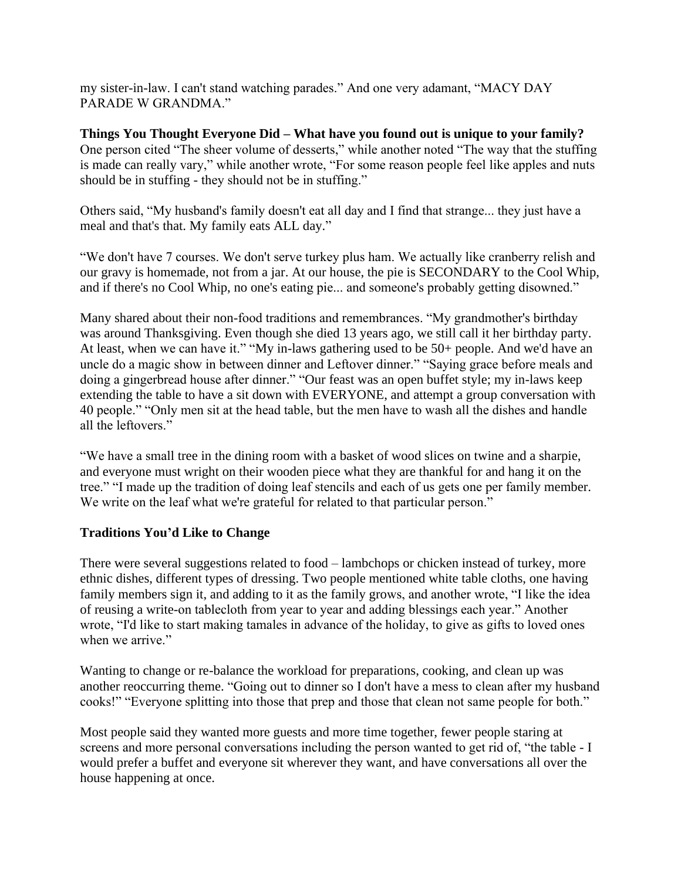my sister-in-law. I can't stand watching parades." And one very adamant, "MACY DAY PARADE W GRANDMA."

**Things You Thought Everyone Did – What have you found out is unique to your family?** One person cited "The sheer volume of desserts," while another noted "The way that the stuffing is made can really vary," while another wrote, "For some reason people feel like apples and nuts should be in stuffing - they should not be in stuffing."

Others said, "My husband's family doesn't eat all day and I find that strange... they just have a meal and that's that. My family eats ALL day."

"We don't have 7 courses. We don't serve turkey plus ham. We actually like cranberry relish and our gravy is homemade, not from a jar. At our house, the pie is SECONDARY to the Cool Whip, and if there's no Cool Whip, no one's eating pie... and someone's probably getting disowned."

Many shared about their non-food traditions and remembrances. "My grandmother's birthday was around Thanksgiving. Even though she died 13 years ago, we still call it her birthday party. At least, when we can have it." "My in-laws gathering used to be 50+ people. And we'd have an uncle do a magic show in between dinner and Leftover dinner." "Saying grace before meals and doing a gingerbread house after dinner." "Our feast was an open buffet style; my in-laws keep extending the table to have a sit down with EVERYONE, and attempt a group conversation with 40 people." "Only men sit at the head table, but the men have to wash all the dishes and handle all the leftovers."

"We have a small tree in the dining room with a basket of wood slices on twine and a sharpie, and everyone must wright on their wooden piece what they are thankful for and hang it on the tree." "I made up the tradition of doing leaf stencils and each of us gets one per family member. We write on the leaf what we're grateful for related to that particular person."

**Traditions You'd Like to Change**

There were several suggestions related to food – lambchops or chicken instead of turkey, more ethnic dishes, different types of dressing. Two people mentioned white table cloths, one having family members sign it, and adding to it as the family grows, and another wrote, "I like the idea of reusing a write-on tablecloth from year to year and adding blessings each year." Another wrote, "I'd like to start making tamales in advance of the holiday, to give as gifts to loved ones when we arrive."

Wanting to change or re-balance the workload for preparations, cooking, and clean up was another reoccurring theme. "Going out to dinner so I don't have a mess to clean after my husband cooks!" "Everyone splitting into those that prep and those that clean not same people for both."

Most people said they wanted more guests and more time together, fewer people staring at screens and more personal conversations including the person wanted to get rid of, "the table - I would prefer a buffet and everyone sit wherever they want, and have conversations all over the house happening at once.